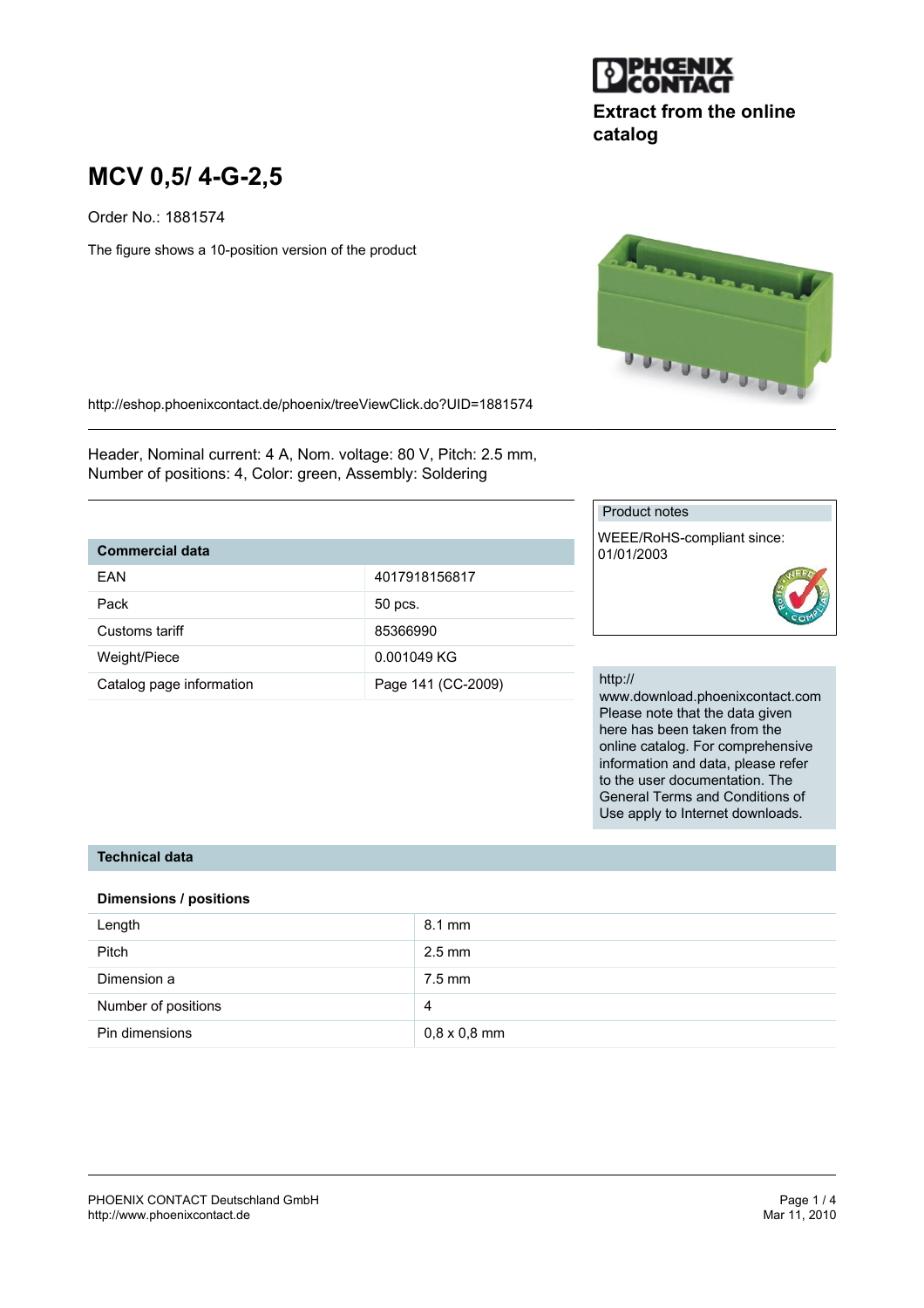PHOENIX CONTACT

Extract from the online catalog

# MCV 0,5/ 4-G-2,5

Order No.: 1881574

The figure shows a 10-position version of the product

http://eshop.phoenixcontact.de/phoenix/treeViewClick.do?UID=1881574

Header, Nominal current: 4 A, Nom. voltage: 80 V, Pitch: 2.5 mm, Number of positions: 4, Color: green, Assembly: Soldering

| Commercial data | |
|---|---|
| EAN | 4017918156817 |
| Pack | 50 pcs. |
| Customs tariff | 85366990 |
| Weight/Piece | 0.001049 KG |
| Catalog page information | Page 141 (CC-2009) |

Product notes

WEEE/RoHS-compliant since: 01/01/2003

http:// www.download.phoenixcontact.com Please note that the data given here has been taken from the online catalog. For comprehensive information and data, please refer to the user documentation. The General Terms and Conditions of Use apply to Internet downloads.

## Technical data

### Dimensions / positions

| | |
|---|---|
| Length | 8.1 mm |
| Pitch | 2.5 mm |
| Dimension a | 7.5 mm |
| Number of positions | 4 |
| Pin dimensions | 0,8 x 0,8 mm |

PHOENIX CONTACT Deutschland GmbH
http://www.phoenixcontact.de

Mar 11, 2010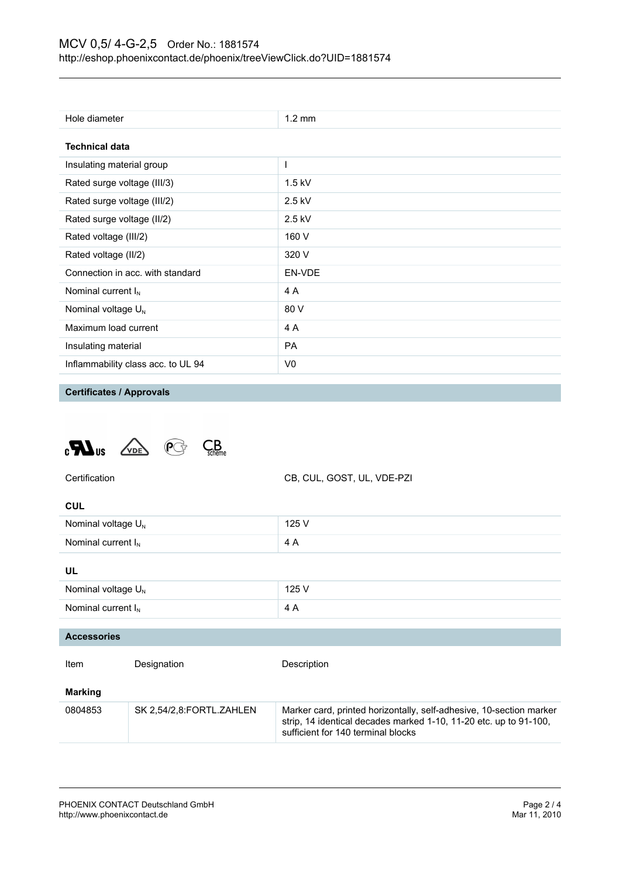| | |
|---|---|
| Hole diameter | 1.2 mm |

### Technical data

| | |
|---|---|
| Insulating material group | I |
| Rated surge voltage (III/3) | 1.5 kV |
| Rated surge voltage (III/2) | 2.5 kV |
| Rated surge voltage (II/2) | 2.5 kV |
| Rated voltage (III/2) | 160 V |
| Rated voltage (II/2) | 320 V |
| Connection in acc. with standard | EN-VDE |
| Nominal current $I_N$ | 4 A |
| Nominal voltage $U_N$ | 80 V |
| Maximum load current | 4 A |
| Insulating material | PA |
| Inflammability class acc. to UL 94 | V0 |

## Certificates / Approvals

| | |
|---|---|
| Certification | CB, CUL, GOST, UL, VDE-PZI |

### CUL

| | |
|---|---|
| Nominal voltage $U_N$ | 125 V |
| Nominal current $I_N$ | 4 A |

### UL

| | |
|---|---|
| Nominal voltage $U_N$ | 125 V |
| Nominal current $I_N$ | 4 A |

## Accessories

| Item | Designation | Description |
|---|---|---|
| **Marking** | | |
| 0804853 | SK 2,54/2,8:FORTL.ZAHLEN | Marker card, printed horizontally, self-adhesive, 10-section marker strip, 14 identical decades marked 1-10, 11-20 etc. up to 91-100, sufficient for 140 terminal blocks |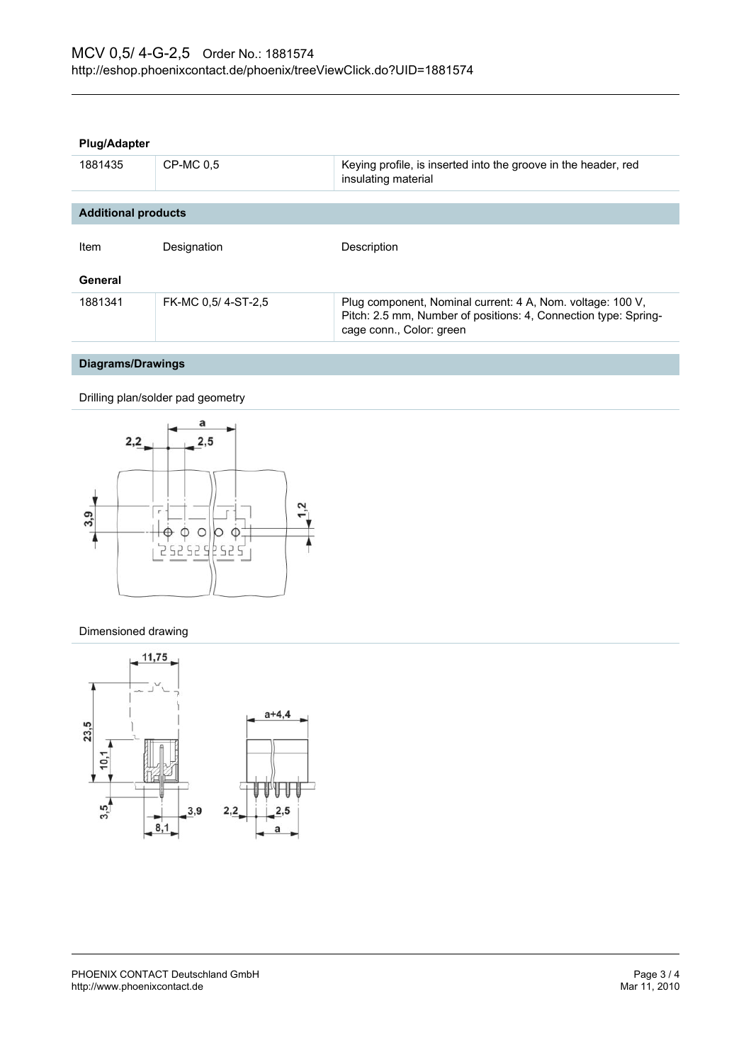## Plug/Adapter

| | | |
|---|---|---|
| 1881435 | CP-MC 0,5 | Keying profile, is inserted into the groove in the header, red insulating material |

## Additional products

| Item | Designation | Description |
|---|---|---|
| **General** | | |
| 1881341 | FK-MC 0,5/ 4-ST-2,5 | Plug component, Nominal current: 4 A, Nom. voltage: 100 V, Pitch: 2.5 mm, Number of positions: 4, Connection type: Spring-cage conn., Color: green |

## Diagrams/Drawings

Drilling plan/solder pad geometry

Dimensioned drawing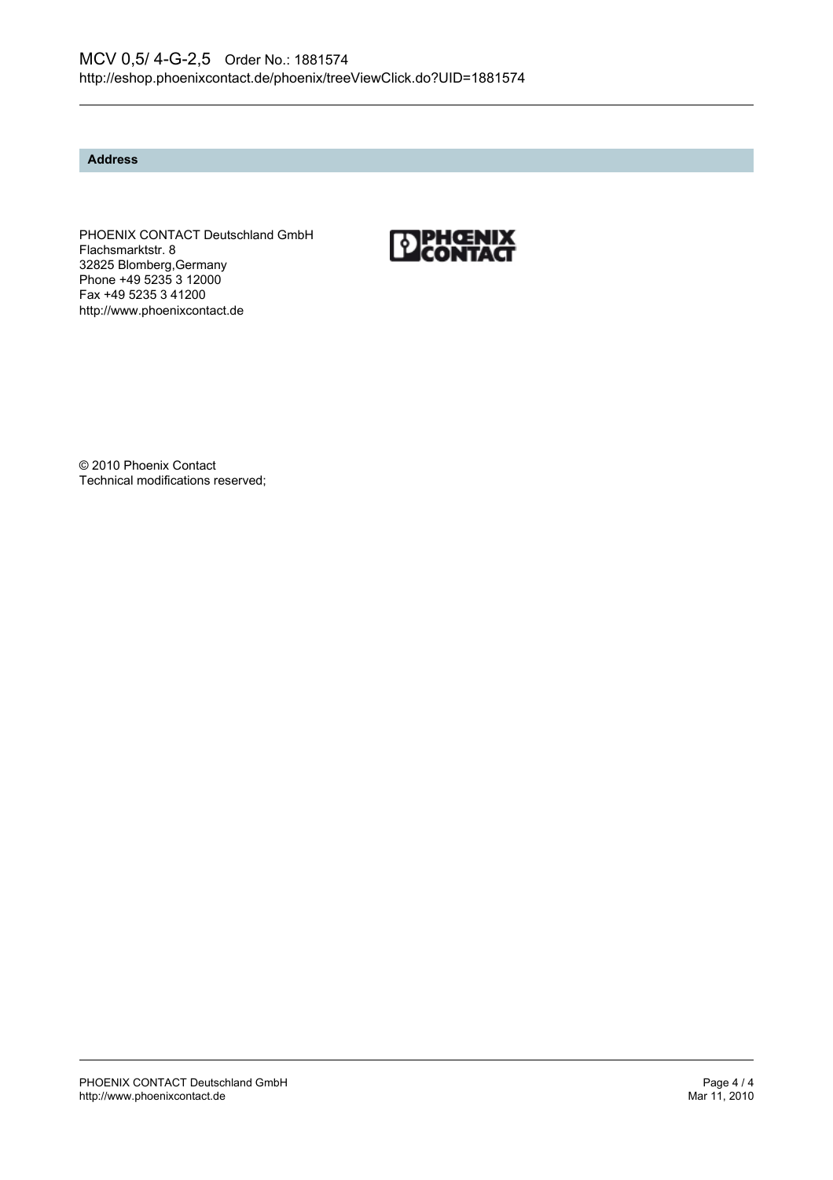## Address

PHOENIX CONTACT Deutschland GmbH
Flachsmarktstr. 8
32825 Blomberg,Germany
Phone +49 5235 3 12000
Fax +49 5235 3 41200
http://www.phoenixcontact.de

© 2010 Phoenix Contact
Technical modifications reserved;